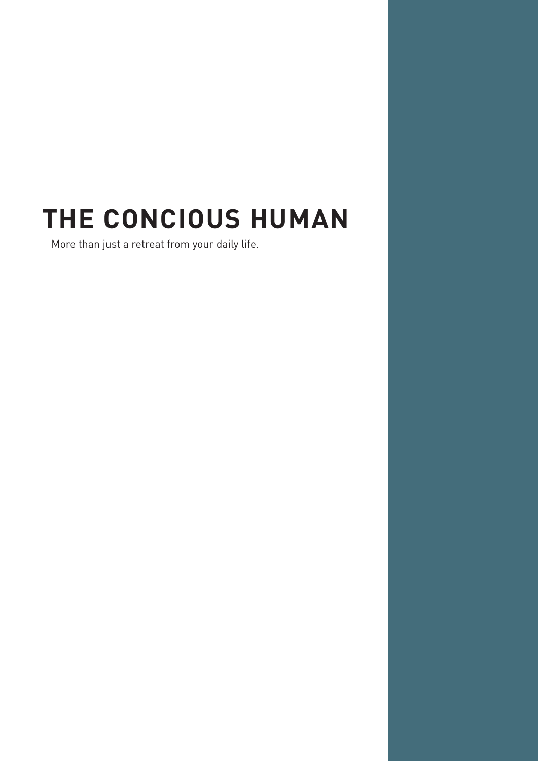# THE CONCIOUS HUMAN

More than just a retreat from your daily life.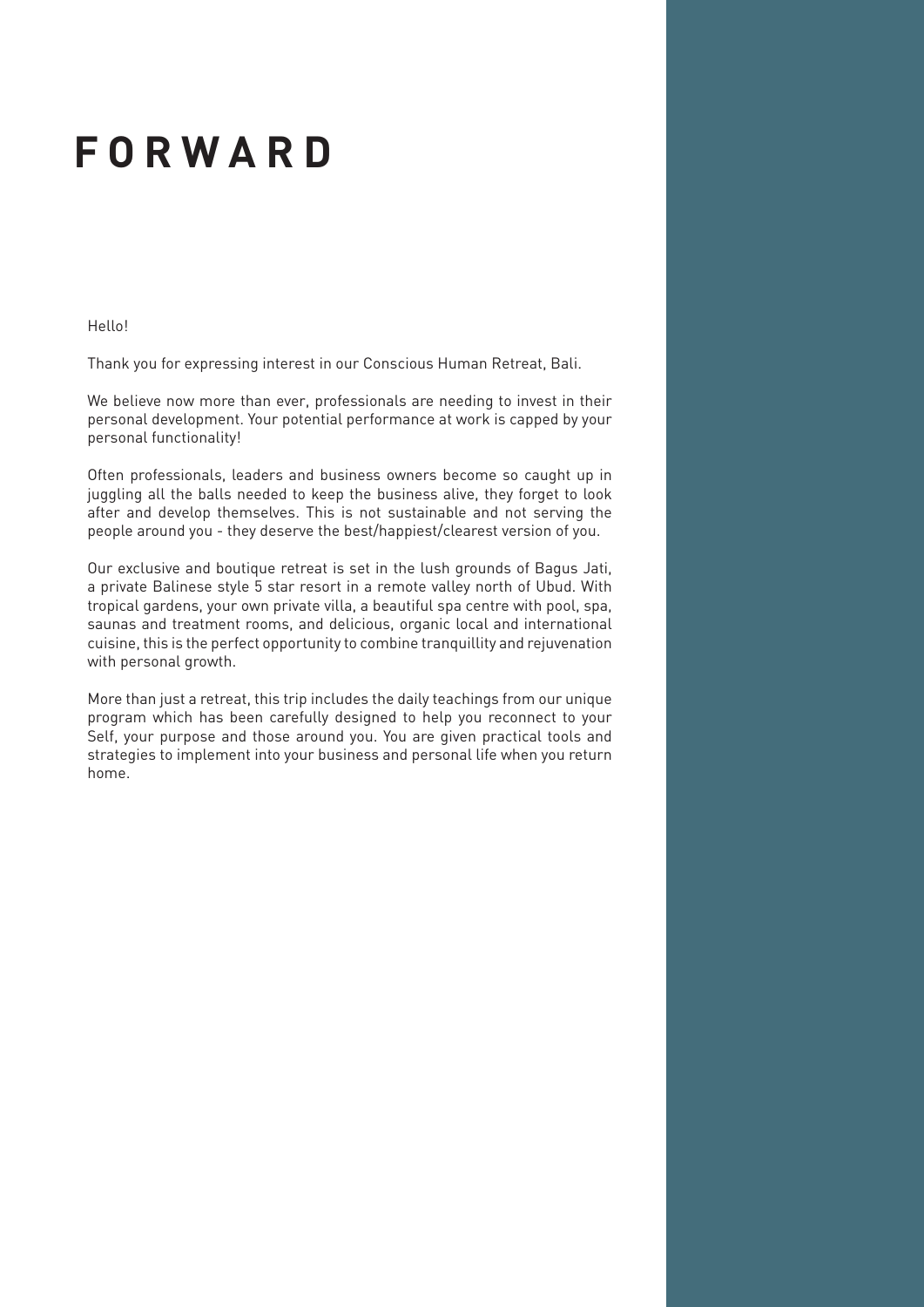# FORWARD

Hello!

Thank you for expressing interest in our Conscious Human Retreat, Bali.

We believe now more than ever, professionals are needing to invest in their personal development. Your potential performance at work is capped by your personal functionality!

Often professionals, leaders and business owners become so caught up in juggling all the balls needed to keep the business alive, they forget to look after and develop themselves. This is not sustainable and not serving the people around you - they deserve the best/happiest/clearest version of you.

Our exclusive and boutique retreat is set in the lush grounds of Bagus Jati, a private Balinese style 5 star resort in a remote valley north of Ubud. With tropical gardens, your own private villa, a beautiful spa centre with pool, spa, saunas and treatment rooms, and delicious, organic local and international cuisine, this is the perfect opportunity to combine tranquillity and rejuvenation with personal growth.

More than just a retreat, this trip includes the daily teachings from our unique program which has been carefully designed to help you reconnect to your Self, your purpose and those around you. You are given practical tools and strategies to implement into your business and personal life when you return home.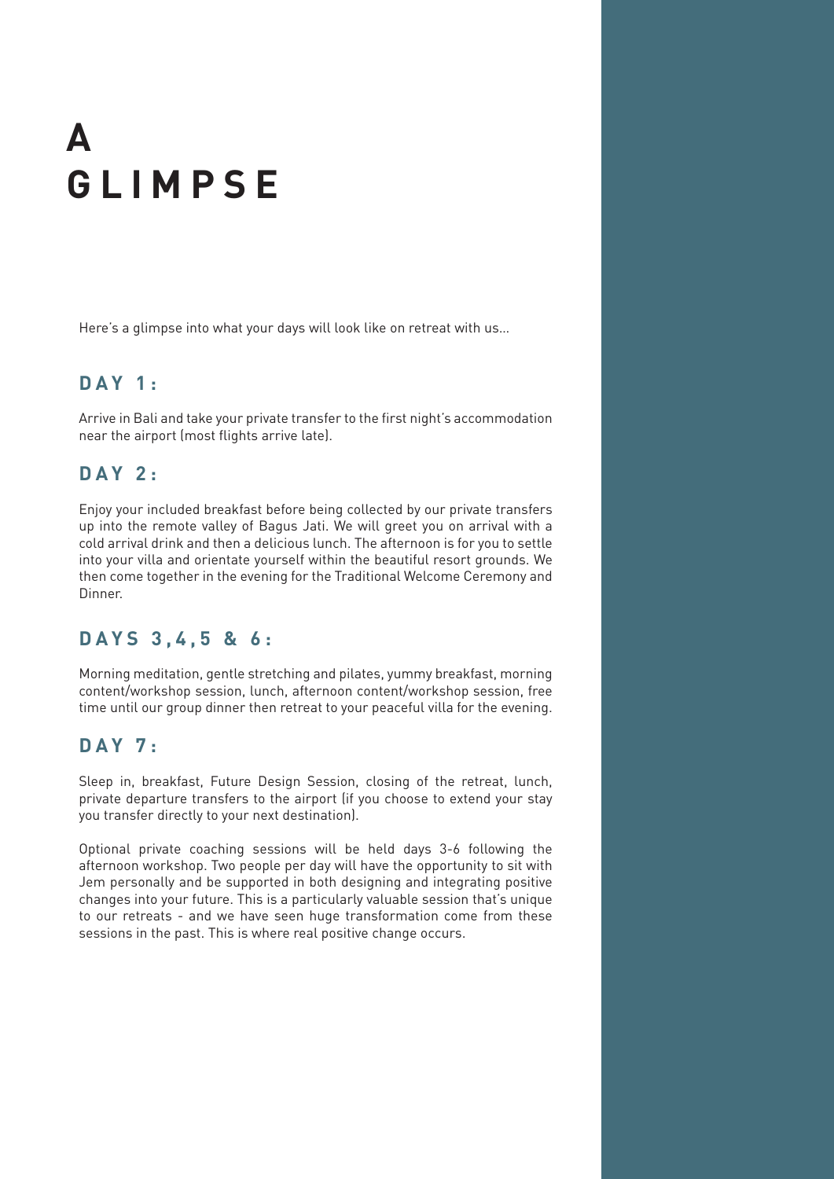# A GLIMPSE

Here's a glimpse into what your days will look like on retreat with us...

## DAY 1:

Arrive in Bali and take your private transfer to the first night's accommodation near the airport (most flights arrive late).

## DAY 2:

Enjoy your included breakfast before being collected by our private transfers up into the remote valley of Bagus Jati. We will greet you on arrival with a cold arrival drink and then a delicious lunch. The afternoon is for you to settle into your villa and orientate yourself within the beautiful resort grounds. We then come together in the evening for the Traditional Welcome Ceremony and Dinner.

## DAYS 3,4,5 & 6:

Morning meditation, gentle stretching and pilates, yummy breakfast, morning content/workshop session, lunch, afternoon content/workshop session, free time until our group dinner then retreat to your peaceful villa for the evening.

## DAY 7:

Sleep in, breakfast, Future Design Session, closing of the retreat, lunch, private departure transfers to the airport (if you choose to extend your stay you transfer directly to your next destination).

Optional private coaching sessions will be held days 3-6 following the afternoon workshop. Two people per day will have the opportunity to sit with Jem personally and be supported in both designing and integrating positive changes into your future. This is a particularly valuable session that's unique to our retreats - and we have seen huge transformation come from these sessions in the past. This is where real positive change occurs.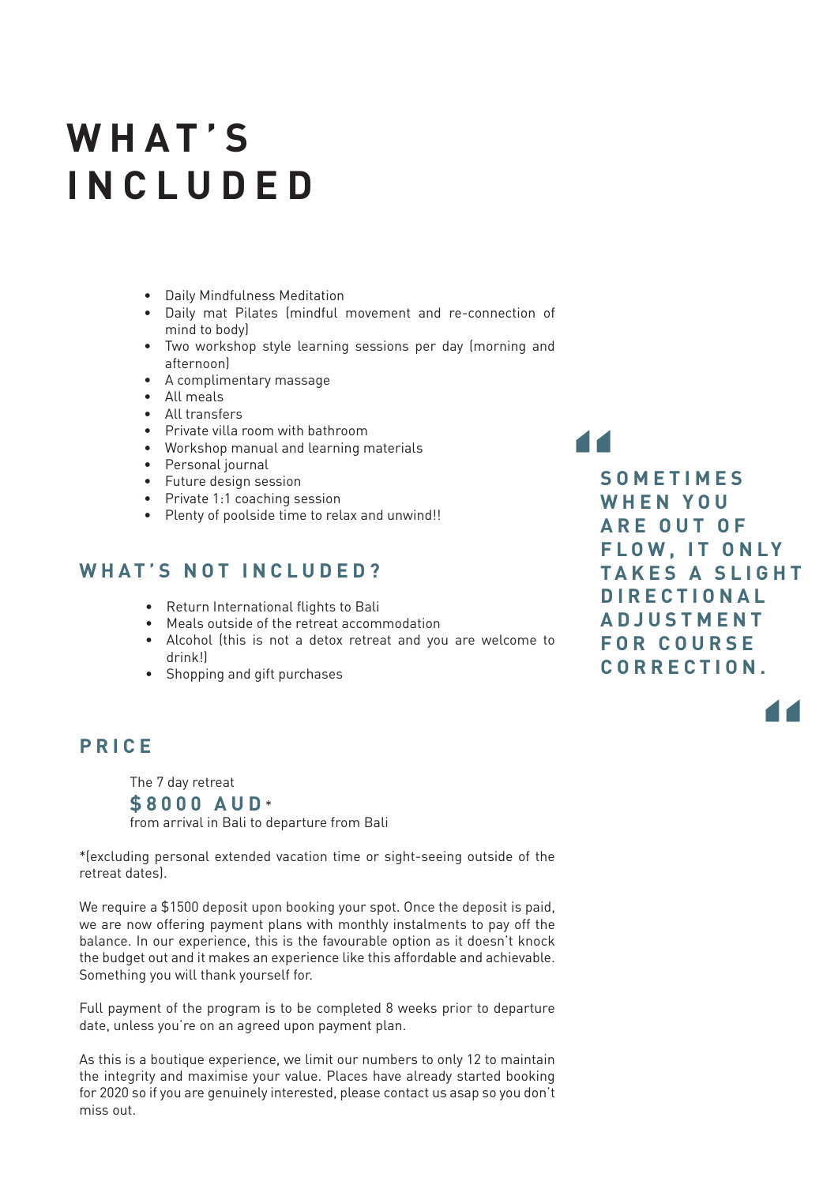# WHAT'S INCLUDED

- Daily Mindfulness Meditation
- Daily mat Pilates (mindful movement and re-connection of mind to body)
- Two workshop style learning sessions per day (morning and afternoon)
- A complimentary massage
- All meals
- All transfers
- Private villa room with bathroom
- Workshop manual and learning materials
- Personal journal
- Future design session
- Private 1:1 coaching session
- Plenty of poolside time to relax and unwind!!

## WHAT'S NOT INCLUDED?

- Return International flights to Bali
- Meals outside of the retreat accommodation
- Alcohol (this is not a detox retreat and you are welcome to drink!)
- Shopping and gift purchases

> **SOMETIMES WHEN YOU ARE OUT OF FLOW, IT ONLY TAKES A SLIGHT DIRECTIONAL ADJUSTMENT FOR COURSE CORRECTION.**

## PRICE

The 7 day retreat
**$8000 AUD***
from arrival in Bali to departure from Bali

*(excluding personal extended vacation time or sight-seeing outside of the retreat dates).

We require a $1500 deposit upon booking your spot. Once the deposit is paid, we are now offering payment plans with monthly instalments to pay off the balance. In our experience, this is the favourable option as it doesn't knock the budget out and it makes an experience like this affordable and achievable. Something you will thank yourself for.

Full payment of the program is to be completed 8 weeks prior to departure date, unless you're on an agreed upon payment plan.

As this is a boutique experience, we limit our numbers to only 12 to maintain the integrity and maximise your value. Places have already started booking for 2020 so if you are genuinely interested, please contact us asap so you don't miss out.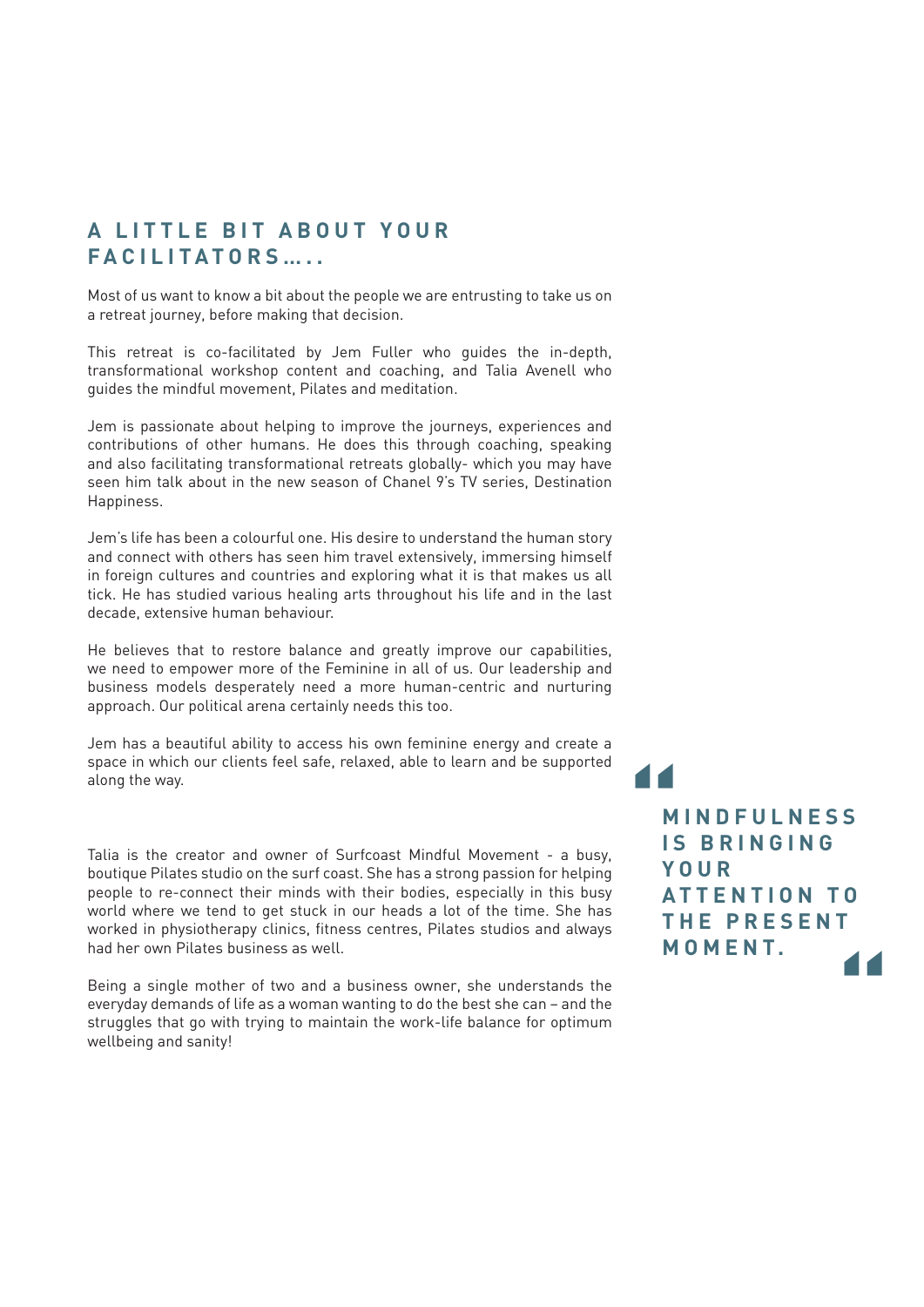## A LITTLE BIT ABOUT YOUR FACILITATORS…..

Most of us want to know a bit about the people we are entrusting to take us on a retreat journey, before making that decision.

This retreat is co-facilitated by Jem Fuller who guides the in-depth, transformational workshop content and coaching, and Talia Avenell who guides the mindful movement, Pilates and meditation.

Jem is passionate about helping to improve the journeys, experiences and contributions of other humans. He does this through coaching, speaking and also facilitating transformational retreats globally- which you may have seen him talk about in the new season of Chanel 9's TV series, Destination Happiness.

Jem's life has been a colourful one. His desire to understand the human story and connect with others has seen him travel extensively, immersing himself in foreign cultures and countries and exploring what it is that makes us all tick. He has studied various healing arts throughout his life and in the last decade, extensive human behaviour.

He believes that to restore balance and greatly improve our capabilities, we need to empower more of the Feminine in all of us. Our leadership and business models desperately need a more human-centric and nurturing approach. Our political arena certainly needs this too.

Jem has a beautiful ability to access his own feminine energy and create a space in which our clients feel safe, relaxed, able to learn and be supported along the way.

Talia is the creator and owner of Surfcoast Mindful Movement - a busy, boutique Pilates studio on the surf coast. She has a strong passion for helping people to re-connect their minds with their bodies, especially in this busy world where we tend to get stuck in our heads a lot of the time. She has worked in physiotherapy clinics, fitness centres, Pilates studios and always had her own Pilates business as well.

Being a single mother of two and a business owner, she understands the everyday demands of life as a woman wanting to do the best she can – and the struggles that go with trying to maintain the work-life balance for optimum wellbeing and sanity!

> **MINDFULNESS IS BRINGING YOUR ATTENTION TO THE PRESENT MOMENT.**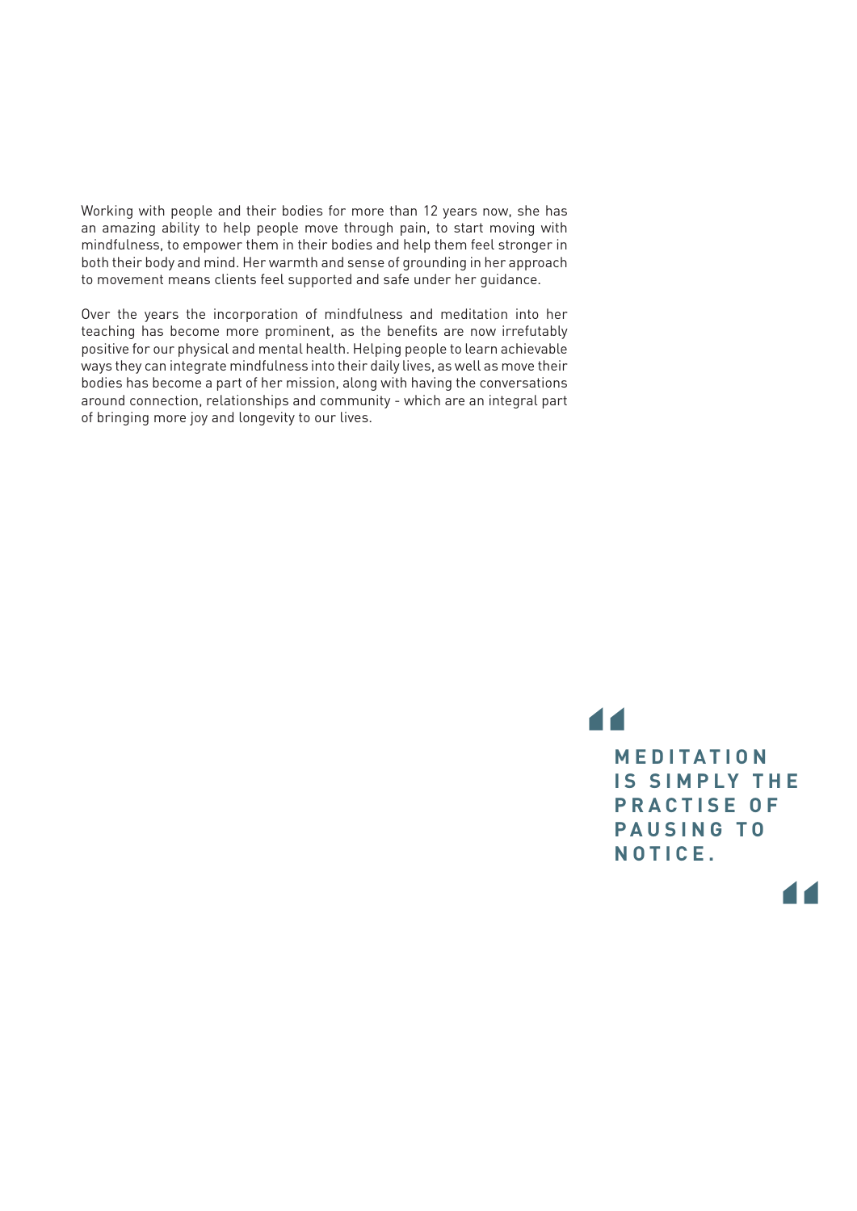Working with people and their bodies for more than 12 years now, she has an amazing ability to help people move through pain, to start moving with mindfulness, to empower them in their bodies and help them feel stronger in both their body and mind. Her warmth and sense of grounding in her approach to movement means clients feel supported and safe under her guidance.

Over the years the incorporation of mindfulness and meditation into her teaching has become more prominent, as the benefits are now irrefutably positive for our physical and mental health. Helping people to learn achievable ways they can integrate mindfulness into their daily lives, as well as move their bodies has become a part of her mission, along with having the conversations around connection, relationships and community - which are an integral part of bringing more joy and longevity to our lives.

> **MEDITATION IS SIMPLY THE PRACTISE OF PAUSING TO NOTICE.**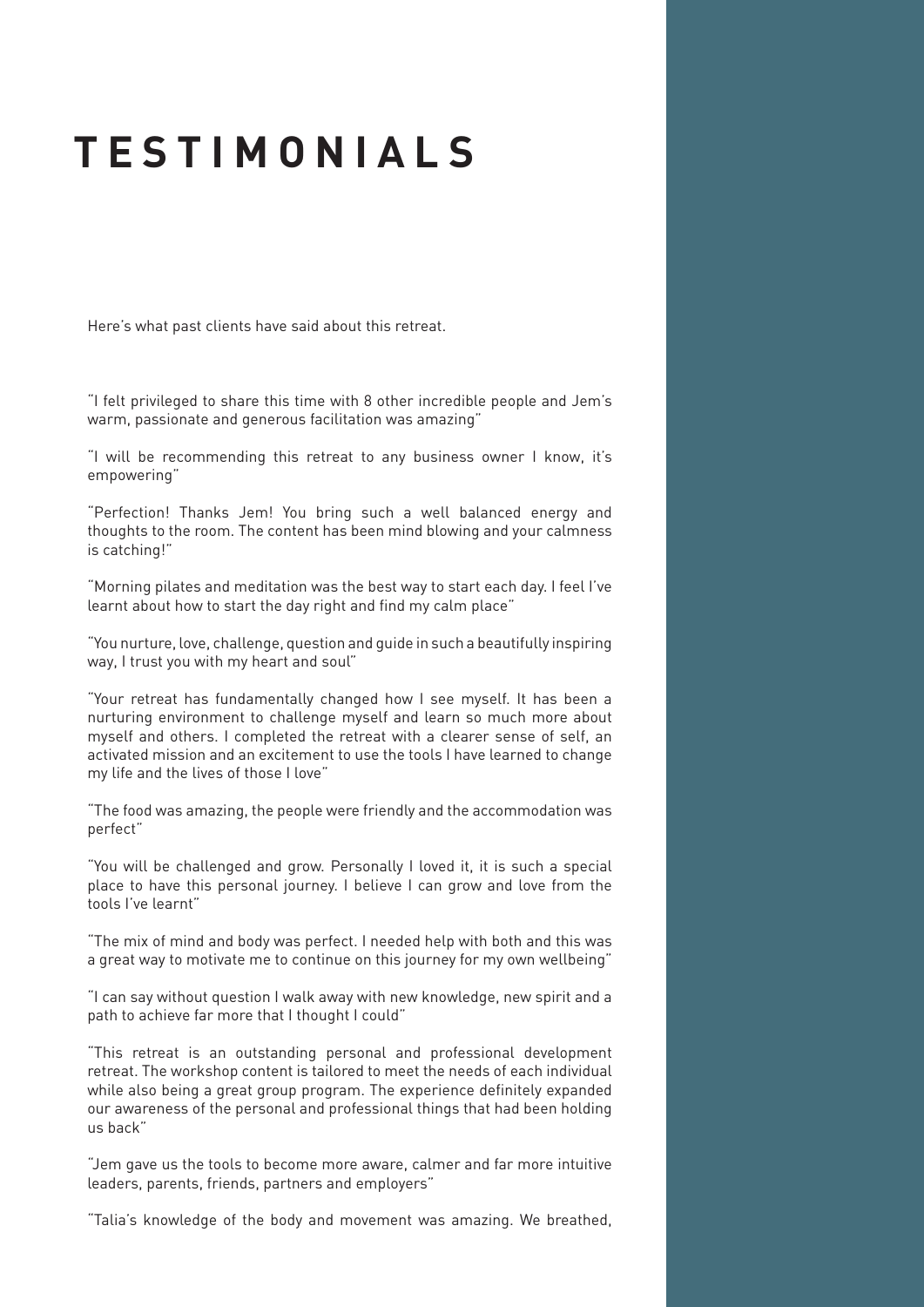# TESTIMONIALS

Here's what past clients have said about this retreat.

"I felt privileged to share this time with 8 other incredible people and Jem's warm, passionate and generous facilitation was amazing"

"I will be recommending this retreat to any business owner I know, it's empowering"

"Perfection! Thanks Jem! You bring such a well balanced energy and thoughts to the room. The content has been mind blowing and your calmness is catching!"

"Morning pilates and meditation was the best way to start each day. I feel I've learnt about how to start the day right and find my calm place"

"You nurture, love, challenge, question and guide in such a beautifully inspiring way, I trust you with my heart and soul"

"Your retreat has fundamentally changed how I see myself. It has been a nurturing environment to challenge myself and learn so much more about myself and others. I completed the retreat with a clearer sense of self, an activated mission and an excitement to use the tools I have learned to change my life and the lives of those I love"

"The food was amazing, the people were friendly and the accommodation was perfect"

"You will be challenged and grow. Personally I loved it, it is such a special place to have this personal journey. I believe I can grow and love from the tools I've learnt"

"The mix of mind and body was perfect. I needed help with both and this was a great way to motivate me to continue on this journey for my own wellbeing"

"I can say without question I walk away with new knowledge, new spirit and a path to achieve far more that I thought I could"

"This retreat is an outstanding personal and professional development retreat. The workshop content is tailored to meet the needs of each individual while also being a great group program. The experience definitely expanded our awareness of the personal and professional things that had been holding us back"

"Jem gave us the tools to become more aware, calmer and far more intuitive leaders, parents, friends, partners and employers"

"Talia's knowledge of the body and movement was amazing. We breathed,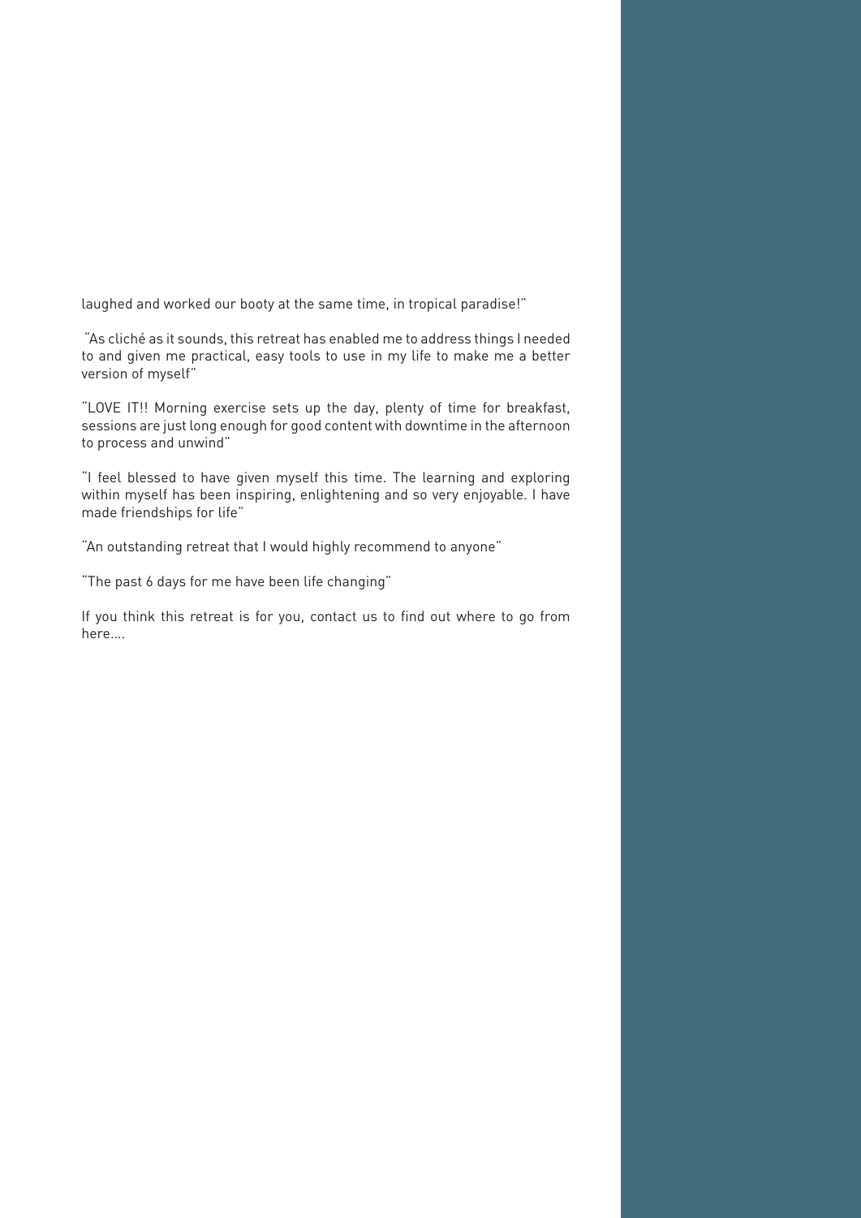laughed and worked our booty at the same time, in tropical paradise!"

"As cliché as it sounds, this retreat has enabled me to address things I needed to and given me practical, easy tools to use in my life to make me a better version of myself"

"LOVE IT!! Morning exercise sets up the day, plenty of time for breakfast, sessions are just long enough for good content with downtime in the afternoon to process and unwind"

"I feel blessed to have given myself this time. The learning and exploring within myself has been inspiring, enlightening and so very enjoyable. I have made friendships for life"

"An outstanding retreat that I would highly recommend to anyone"

"The past 6 days for me have been life changing"

If you think this retreat is for you, contact us to find out where to go from here….